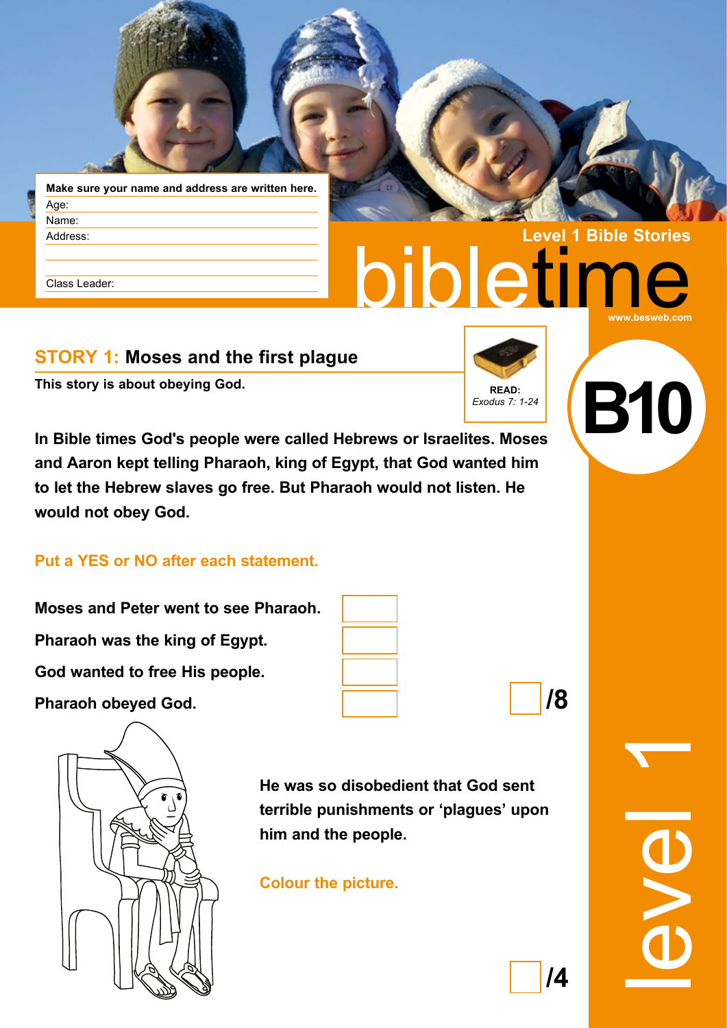Make sure your name and address are written here.

Age:

Name:

Address:

Class Leader:

Level 1 Bible Stories

# bibletime

www.besweb.com

B10

## STORY 1: Moses and the first plague

**This story is about obeying God.**

**READ:** *Exodus 7: 1-24*

**In Bible times God's people were called Hebrews or Israelites. Moses and Aaron kept telling Pharaoh, king of Egypt, that God wanted him to let the Hebrew slaves go free. But Pharaoh would not listen. He would not obey God.**

Put a YES or NO after each statement.

| | |
|---|---|
| **Moses and Peter went to see Pharaoh.** | |
| **Pharaoh was the king of Egypt.** | |
| **God wanted to free His people.** | |
| **Pharaoh obeyed God.** | |

/8

**He was so disobedient that God sent terrible punishments or 'plagues' upon him and the people.**

Colour the picture.

/4

level 1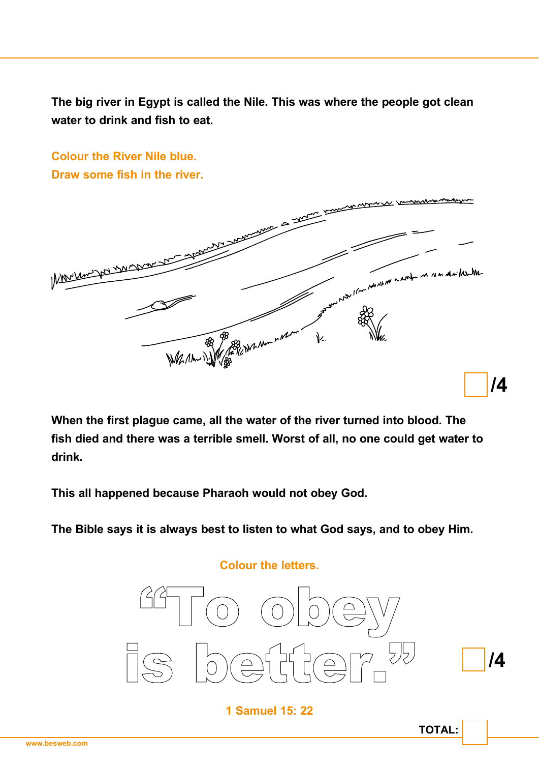**The big river in Egypt is called the Nile. This was where the people got clean water to drink and fish to eat.**

**Colour the River Nile blue.**
**Draw some fish in the river.**

/4

**When the first plague came, all the water of the river turned into blood. The fish died and there was a terrible smell. Worst of all, no one could get water to drink.**

**This all happened because Pharaoh would not obey God.**

**The Bible says it is always best to listen to what God says, and to obey Him.**

**Colour the letters.**

"To obey is better."

/4

**1 Samuel 15: 22**

**TOTAL:**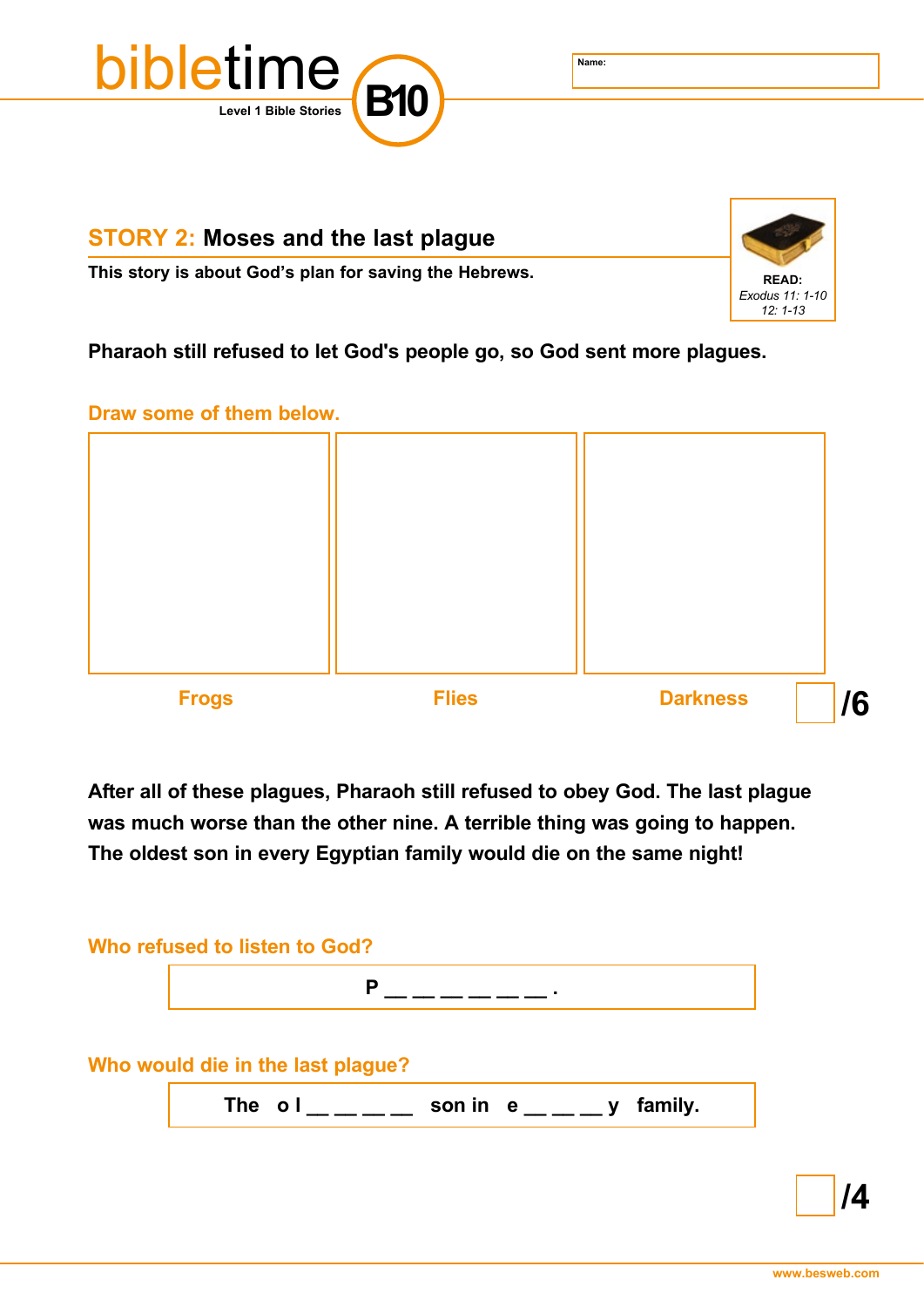bibletime B10

Level 1 Bible Stories

Name:

## STORY 2: Moses and the last plague

**This story is about God's plan for saving the Hebrews.**

**READ:** *Exodus 11: 1-10*
*12: 1-13*

**Pharaoh still refused to let God's people go, so God sent more plagues.**

### Draw some of them below.

| Frogs | Flies | Darkness |
|---|---|---|
| | | |

/6

**After all of these plagues, Pharaoh still refused to obey God. The last plague was much worse than the other nine. A terrible thing was going to happen. The oldest son in every Egyptian family would die on the same night!**

### Who refused to listen to God?

**P __ __ __ __ __ __ .**

### Who would die in the last plague?

**The o l __ __ __ __ son in e __ __ __ y family.**

/4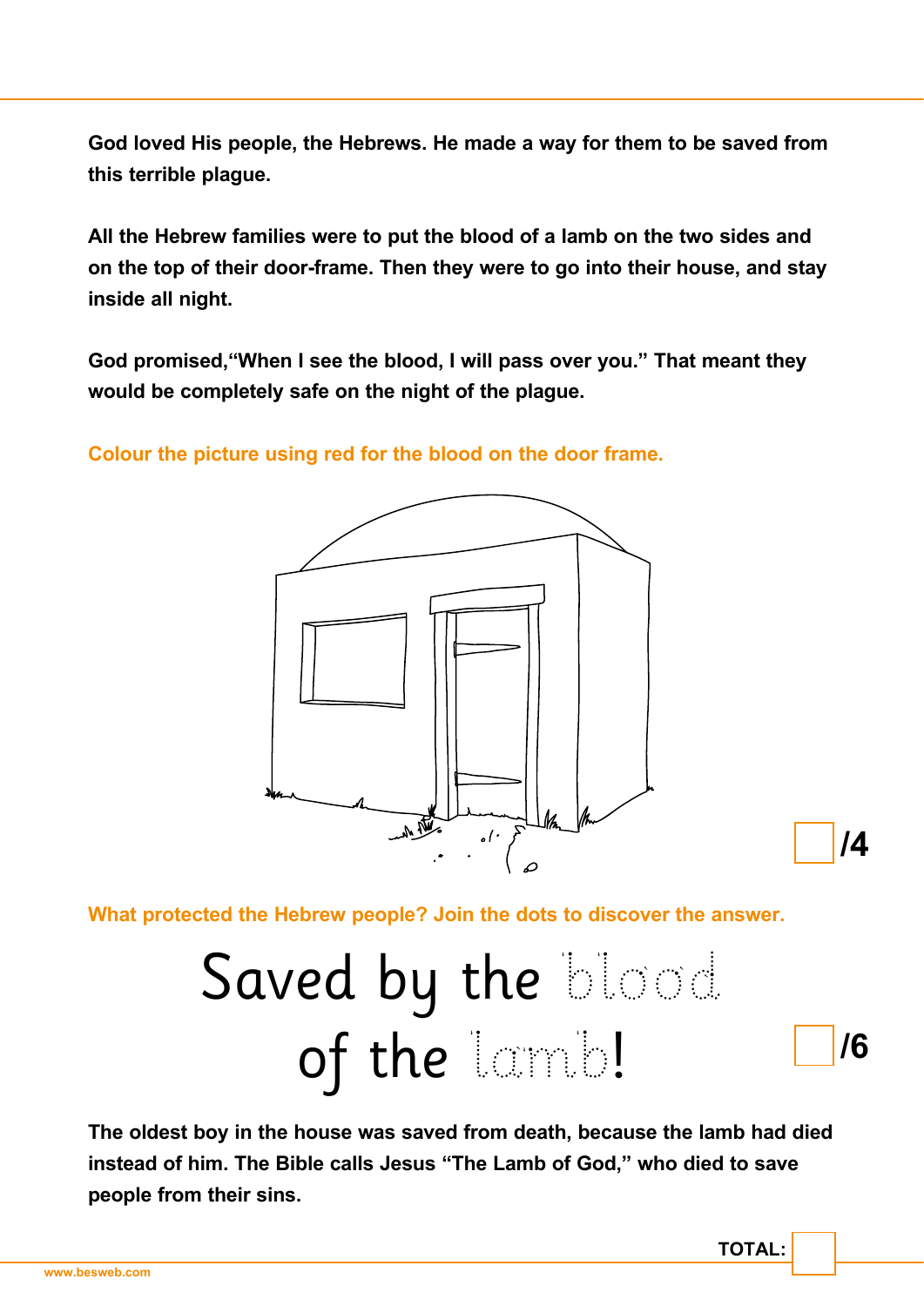**God loved His people, the Hebrews. He made a way for them to be saved from this terrible plague.**

**All the Hebrew families were to put the blood of a lamb on the two sides and on the top of their door-frame. Then they were to go into their house, and stay inside all night.**

**God promised,"When I see the blood, I will pass over you." That meant they would be completely safe on the night of the plague.**

**Colour the picture using red for the blood on the door frame.**

**/4**

**What protected the Hebrew people? Join the dots to discover the answer.**

Saved by the blood
of the lamb!

**/6**

**The oldest boy in the house was saved from death, because the lamb had died instead of him. The Bible calls Jesus "The Lamb of God," who died to save people from their sins.**

**TOTAL:**

www.besweb.com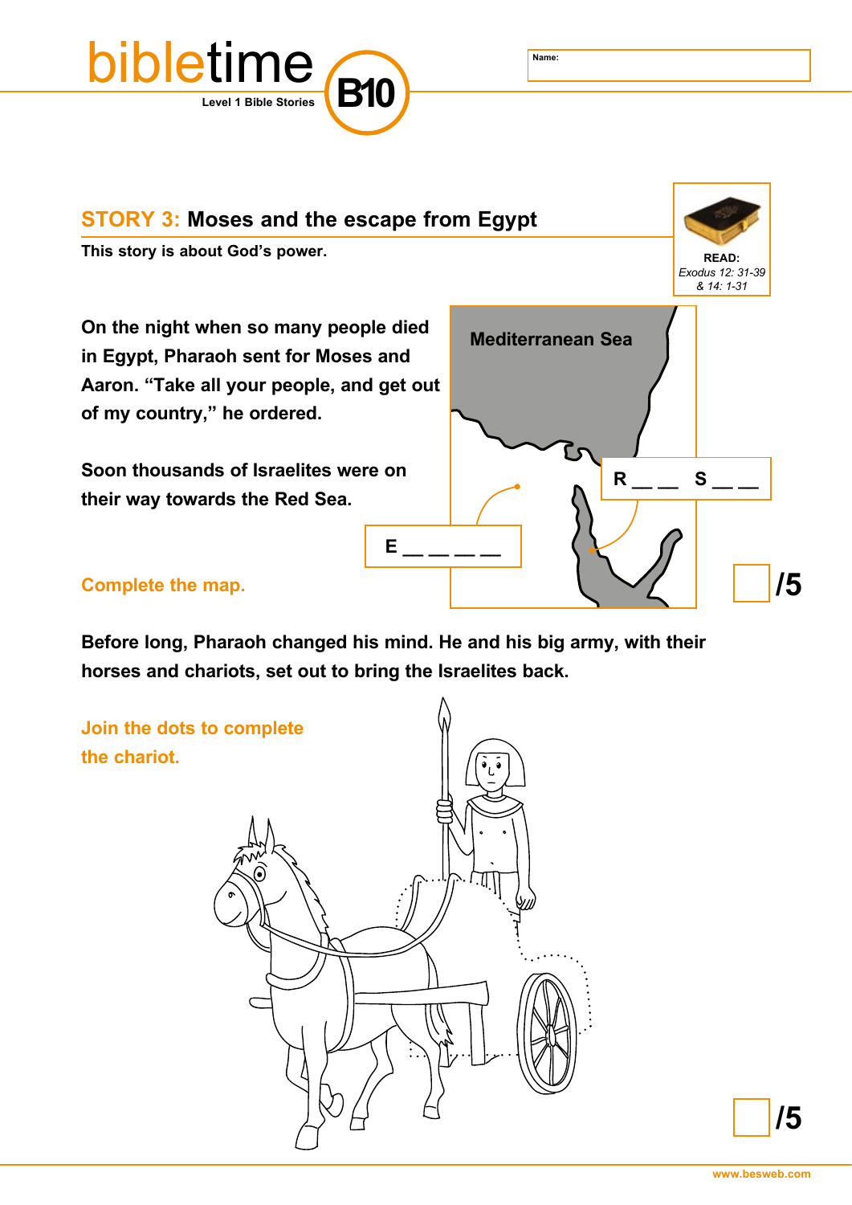# bibletime B10

Level 1 Bible Stories

Name:

## STORY 3: Moses and the escape from Egypt

**This story is about God's power.**

**READ:** *Exodus 12: 31-39 & 14: 1-31*

**On the night when so many people died in Egypt, Pharaoh sent for Moses and Aaron. "Take all your people, and get out of my country," he ordered.**

**Soon thousands of Israelites were on their way towards the Red Sea.**

Complete the map.

Mediterranean Sea

R _ _ S _ _

E _ _ _ _

/5

**Before long, Pharaoh changed his mind. He and his big army, with their horses and chariots, set out to bring the Israelites back.**

Join the dots to complete the chariot.

/5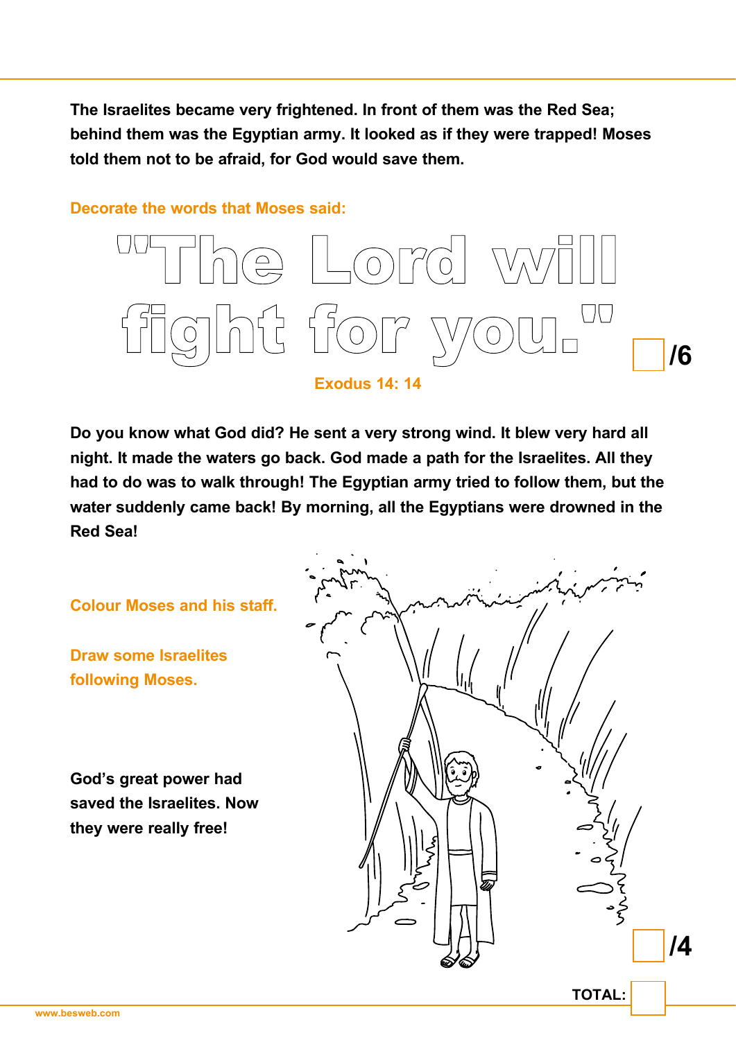The Israelites became very frightened. In front of them was the Red Sea; behind them was the Egyptian army. It looked as if they were trapped! Moses told them not to be afraid, for God would save them.

Decorate the words that Moses said:

"The Lord will fight for you."

Exodus 14: 14

/6

Do you know what God did? He sent a very strong wind. It blew very hard all night. It made the waters go back. God made a path for the Israelites. All they had to do was to walk through! The Egyptian army tried to follow them, but the water suddenly came back! By morning, all the Egyptians were drowned in the Red Sea!

Colour Moses and his staff.

Draw some Israelites following Moses.

God's great power had saved the Israelites. Now they were really free!

/4

TOTAL: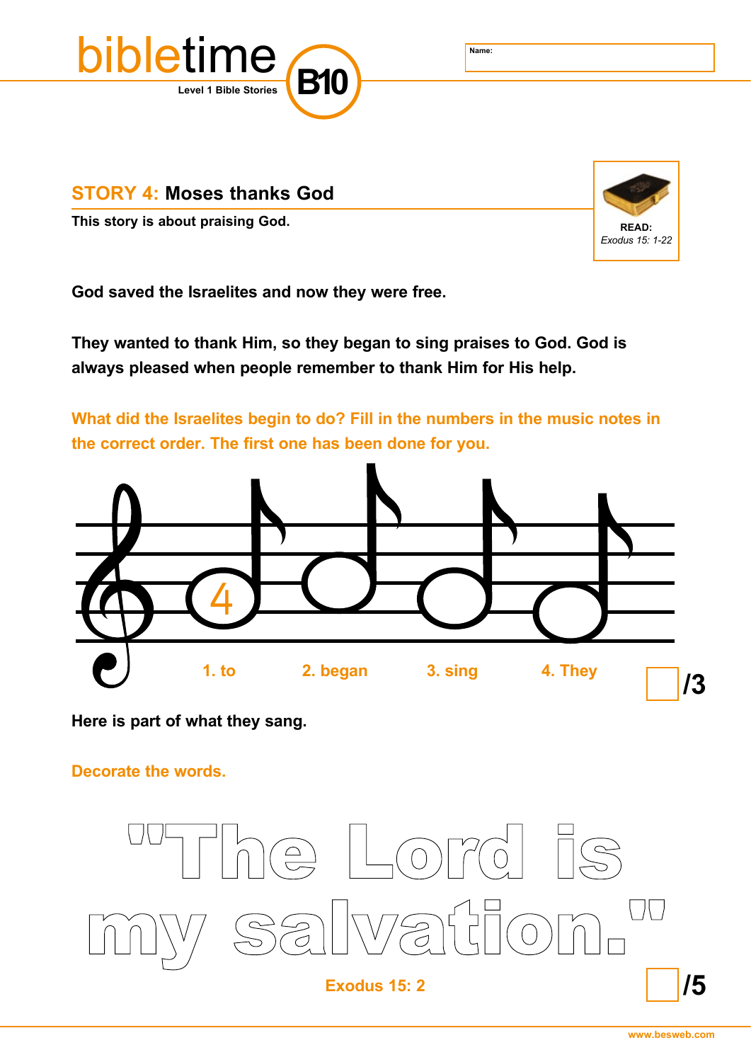bibletime

Level 1 Bible Stories

B10

Name:

## STORY 4: Moses thanks God

**This story is about praising God.**

READ:
*Exodus 15: 1-22*

**God saved the Israelites and now they were free.**

**They wanted to thank Him, so they began to sing praises to God. God is always pleased when people remember to thank Him for His help.**

**What did the Israelites begin to do? Fill in the numbers in the music notes in the correct order. The first one has been done for you.**

4

1. to    2. began    3. sing    4. They

/3

**Here is part of what they sang.**

**Decorate the words.**

"The Lord is my salvation."

**Exodus 15: 2**

/5

www.besweb.com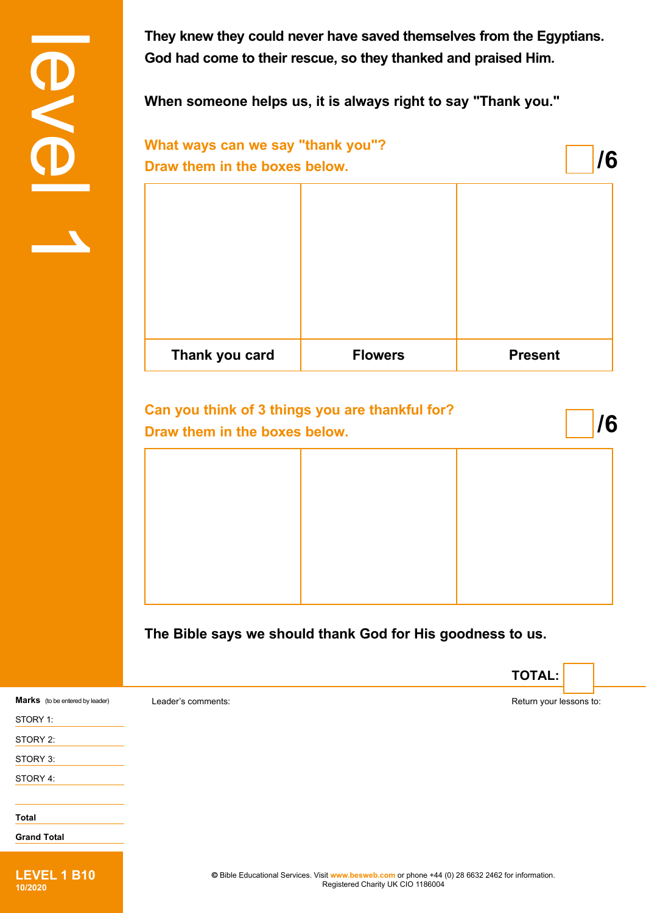level 1

**They knew they could never have saved themselves from the Egyptians. God had come to their rescue, so they thanked and praised Him.**

**When someone helps us, it is always right to say "Thank you."**

**What ways can we say "thank you"?**
**Draw them in the boxes below.**

**/6**

| | | |
|---|---|---|
| | | |
| **Thank you card** | **Flowers** | **Present** |

**Can you think of 3 things you are thankful for?**
**Draw them in the boxes below.**

**/6**

| | | |
|---|---|---|
| | | |

**The Bible says we should thank God for His goodness to us.**

**TOTAL:**

**Marks** (to be entered by leader)

STORY 1:

STORY 2:

STORY 3:

STORY 4:

**Total**

**Grand Total**

Leader's comments:

Return your lessons to:

**LEVEL 1 B10**
**10/2020**

© Bible Educational Services. Visit www.besweb.com or phone +44 (0) 28 6632 2462 for information.
Registered Charity UK CIO 1186004